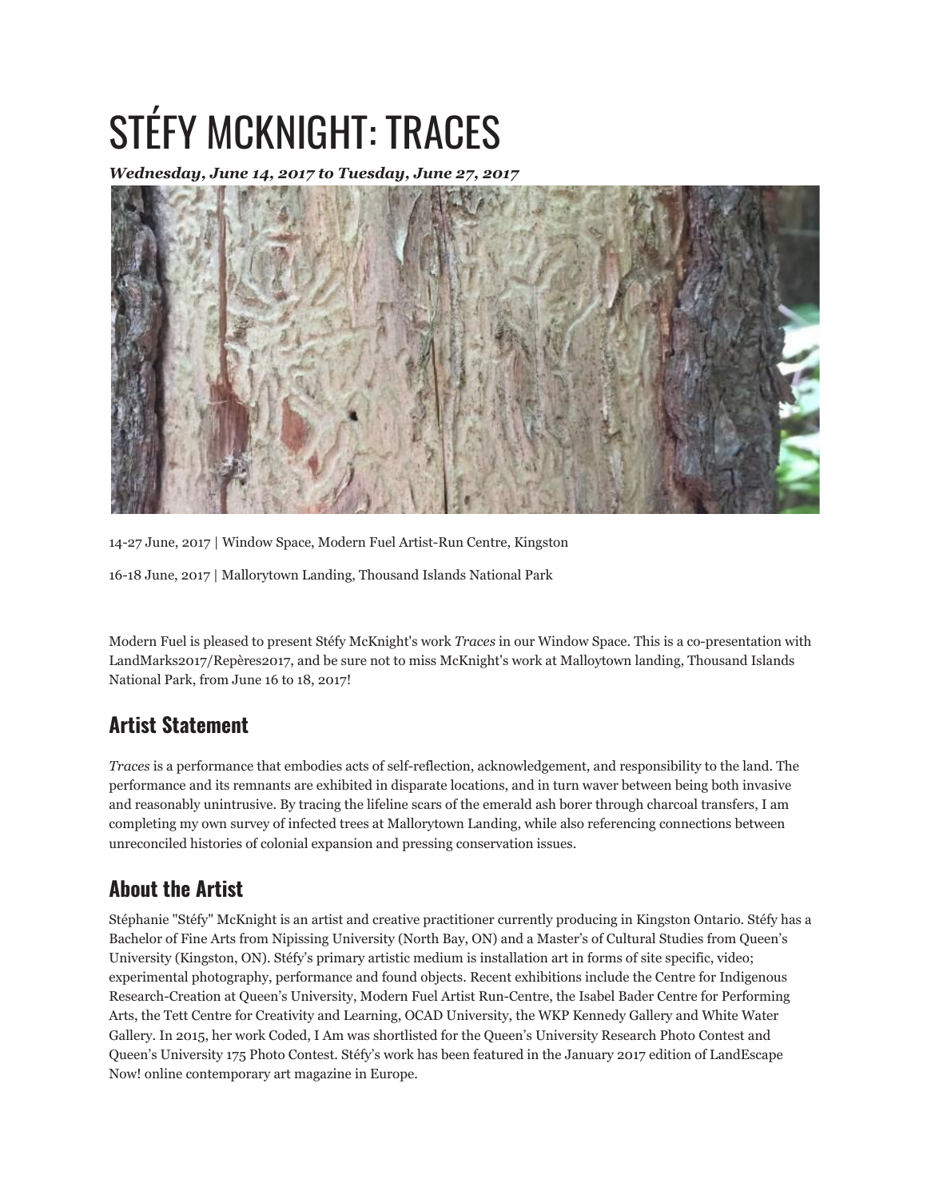# STÉFY MCKNIGHT: TRACES

***Wednesday, June 14, 2017 to Tuesday, June 27, 2017***

14-27 June, 2017 | Window Space, Modern Fuel Artist-Run Centre, Kingston

16-18 June, 2017 | Mallorytown Landing, Thousand Islands National Park

Modern Fuel is pleased to present Stéfy McKnight's work *Traces* in our Window Space. This is a co-presentation with LandMarks2017/Repères2017, and be sure not to miss McKnight's work at Malloytown landing, Thousand Islands National Park, from June 16 to 18, 2017!

## Artist Statement

*Traces* is a performance that embodies acts of self-reflection, acknowledgement, and responsibility to the land. The performance and its remnants are exhibited in disparate locations, and in turn waver between being both invasive and reasonably unintrusive. By tracing the lifeline scars of the emerald ash borer through charcoal transfers, I am completing my own survey of infected trees at Mallorytown Landing, while also referencing connections between unreconciled histories of colonial expansion and pressing conservation issues.

## About the Artist

Stéphanie "Stéfy" McKnight is an artist and creative practitioner currently producing in Kingston Ontario. Stéfy has a Bachelor of Fine Arts from Nipissing University (North Bay, ON) and a Master's of Cultural Studies from Queen's University (Kingston, ON). Stéfy's primary artistic medium is installation art in forms of site specific, video; experimental photography, performance and found objects. Recent exhibitions include the Centre for Indigenous Research-Creation at Queen's University, Modern Fuel Artist Run-Centre, the Isabel Bader Centre for Performing Arts, the Tett Centre for Creativity and Learning, OCAD University, the WKP Kennedy Gallery and White Water Gallery. In 2015, her work Coded, I Am was shortlisted for the Queen's University Research Photo Contest and Queen's University 175 Photo Contest. Stéfy's work has been featured in the January 2017 edition of LandEscape Now! online contemporary art magazine in Europe.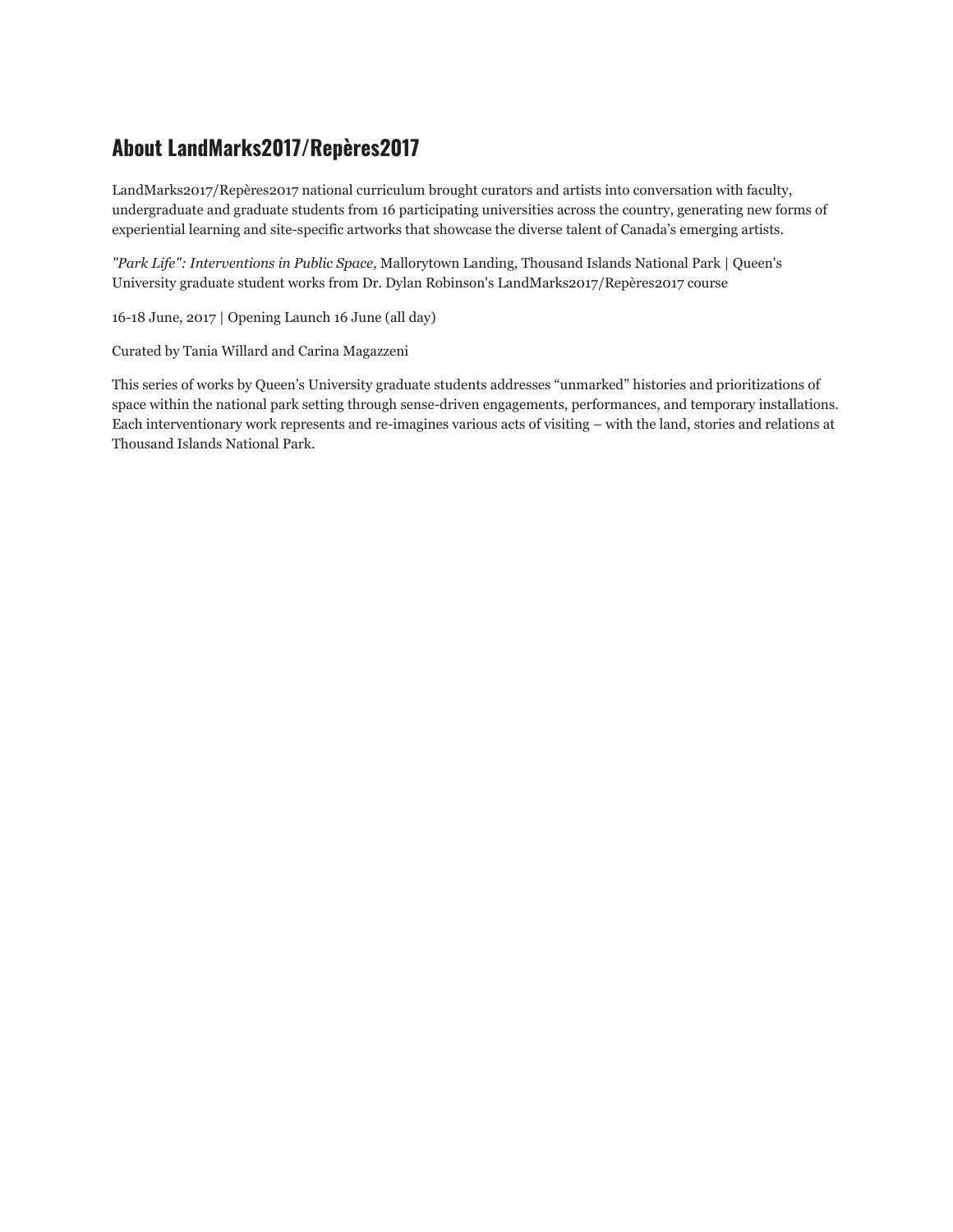## About LandMarks2017/Repères2017

LandMarks2017/Repères2017 national curriculum brought curators and artists into conversation with faculty, undergraduate and graduate students from 16 participating universities across the country, generating new forms of experiential learning and site-specific artworks that showcase the diverse talent of Canada's emerging artists.

*"Park Life": Interventions in Public Space*, Mallorytown Landing, Thousand Islands National Park | Queen's University graduate student works from Dr. Dylan Robinson's LandMarks2017/Repères2017 course

16-18 June, 2017 | Opening Launch 16 June (all day)

Curated by Tania Willard and Carina Magazzeni

This series of works by Queen's University graduate students addresses "unmarked" histories and prioritizations of space within the national park setting through sense-driven engagements, performances, and temporary installations. Each interventionary work represents and re-imagines various acts of visiting – with the land, stories and relations at Thousand Islands National Park.